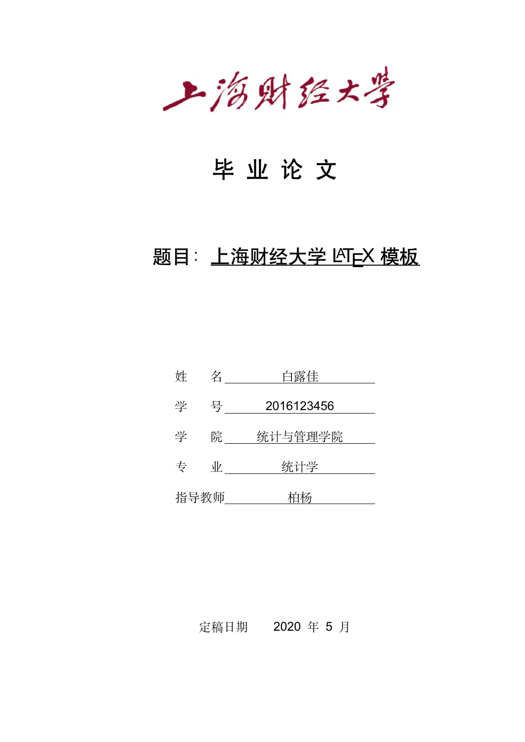上海财经大学

# 毕 业 论 文

## 题目：上海财经大学 LaTeX 模板

姓　　名　白露佳

学　　号　2016123456

学　　院　统计与管理学院

专　　业　统计学

指导教师　柏杨

定稿日期　　2020 年 5 月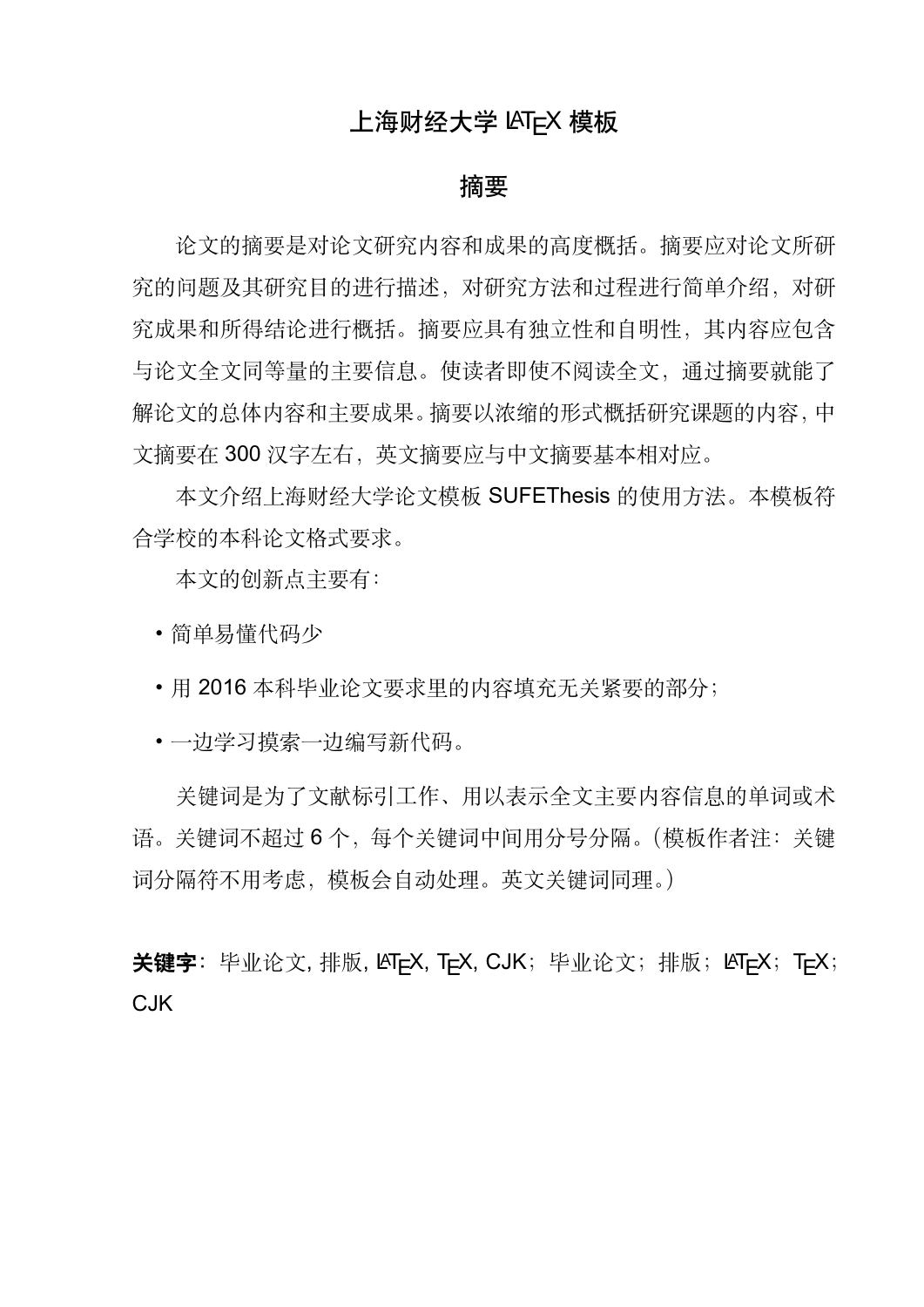# 上海财经大学 LATEX 模板

## 摘要

论文的摘要是对论文研究内容和成果的高度概括。摘要应对论文所研究的问题及其研究目的进行描述，对研究方法和过程进行简单介绍，对研究成果和所得结论进行概括。摘要应具有独立性和自明性，其内容应包含与论文全文同等量的主要信息。使读者即使不阅读全文，通过摘要就能了解论文的总体内容和主要成果。摘要以浓缩的形式概括研究课题的内容，中文摘要在 300 汉字左右，英文摘要应与中文摘要基本相对应。

本文介绍上海财经大学论文模板 SUFEThesis 的使用方法。本模板符合学校的本科论文格式要求。

本文的创新点主要有：

- 简单易懂代码少
- 用 2016 本科毕业论文要求里的内容填充无关紧要的部分；
- 一边学习摸索一边编写新代码。

关键词是为了文献标引工作、用以表示全文主要内容信息的单词或术语。关键词不超过 6 个，每个关键词中间用分号分隔。（模板作者注：关键词分隔符不用考虑，模板会自动处理。英文关键词同理。）

**关键字**：毕业论文, 排版, LATEX, TEX, CJK；毕业论文；排版；LATEX；TEX；CJK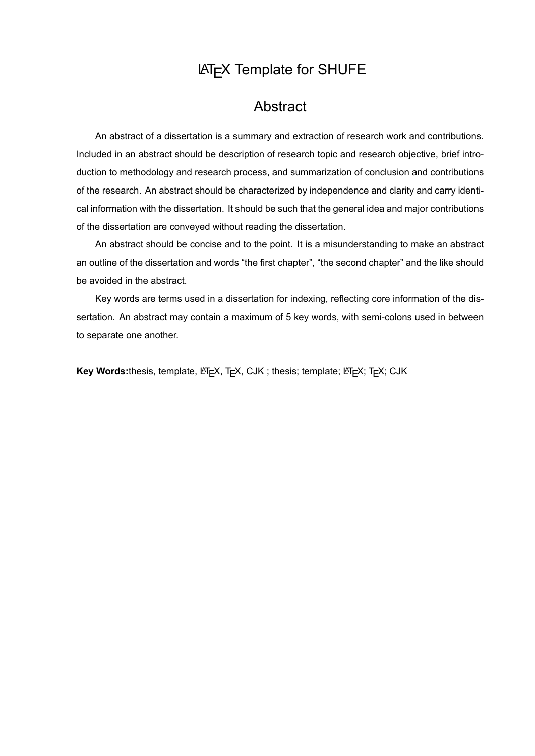# LaTeX Template for SHUFE

## Abstract

An abstract of a dissertation is a summary and extraction of research work and contributions. Included in an abstract should be description of research topic and research objective, brief introduction to methodology and research process, and summarization of conclusion and contributions of the research. An abstract should be characterized by independence and clarity and carry identical information with the dissertation. It should be such that the general idea and major contributions of the dissertation are conveyed without reading the dissertation.

An abstract should be concise and to the point. It is a misunderstanding to make an abstract an outline of the dissertation and words "the first chapter", "the second chapter" and the like should be avoided in the abstract.

Key words are terms used in a dissertation for indexing, reflecting core information of the dissertation. An abstract may contain a maximum of 5 key words, with semi-colons used in between to separate one another.

**Key Words:**thesis, template, LaTeX, TeX, CJK ; thesis; template; LaTeX; TeX; CJK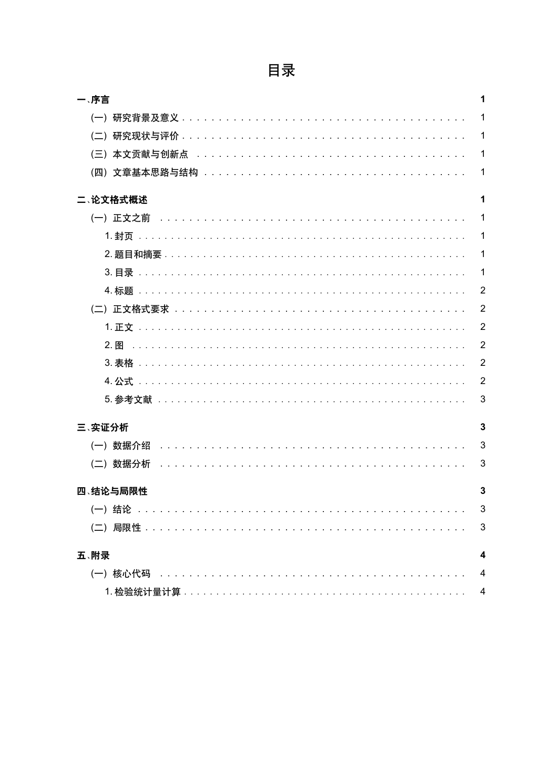# 目录

**一、序言** **1**

(一) 研究背景及意义 1

(二) 研究现状与评价 1

(三) 本文贡献与创新点 1

(四) 文章基本思路与结构 1

**二、论文格式概述** **1**

(一) 正文之前 1

1. 封页 1

2. 题目和摘要 1

3. 目录 1

4. 标题 2

(二) 正文格式要求 2

1. 正文 2

2. 图 2

3. 表格 2

4. 公式 2

5. 参考文献 3

**三、实证分析** **3**

(一) 数据介绍 3

(二) 数据分析 3

**四、结论与局限性** **3**

(一) 结论 3

(二) 局限性 3

**五、附录** **4**

(一) 核心代码 4

1. 检验统计量计算 4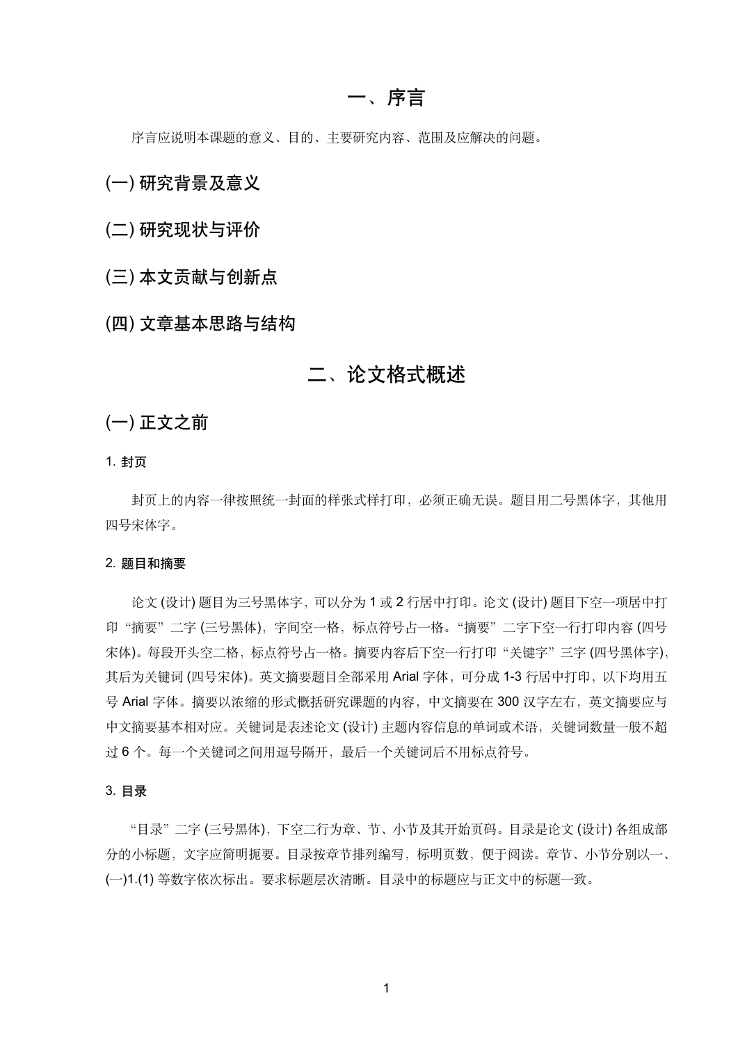# 一、序言

序言应说明本课题的意义、目的、主要研究内容、范围及应解决的问题。

## (一) 研究背景及意义

## (二) 研究现状与评价

## (三) 本文贡献与创新点

## (四) 文章基本思路与结构

# 二、论文格式概述

## (一) 正文之前

### 1. 封页

封页上的内容一律按照统一封面的样张式样打印，必须正确无误。题目用二号黑体字，其他用四号宋体字。

### 2. 题目和摘要

论文 (设计) 题目为三号黑体字，可以分为 1 或 2 行居中打印。论文 (设计) 题目下空一项居中打印“摘要”二字 (三号黑体)，字间空一格，标点符号占一格。“摘要”二字下空一行打印内容 (四号宋体)。每段开头空二格，标点符号占一格。摘要内容后下空一行打印“关键字”三字 (四号黑体字)，其后为关键词 (四号宋体)。英文摘要题目全部采用 Arial 字体，可分成 1-3 行居中打印，以下均用五号 Arial 字体。摘要以浓缩的形式概括研究课题的内容，中文摘要在 300 汉字左右，英文摘要应与中文摘要基本相对应。关键词是表述论文 (设计) 主题内容信息的单词或术语，关键词数量一般不超过 6 个。每一个关键词之间用逗号隔开，最后一个关键词后不用标点符号。

### 3. 目录

“目录”二字 (三号黑体)，下空二行为章、节、小节及其开始页码。目录是论文 (设计) 各组成部分的小标题，文字应简明扼要。目录按章节排列编写，标明页数，便于阅读。章节、小节分别以一、(一)1.(1) 等数字依次标出。要求标题层次清晰。目录中的标题应与正文中的标题一致。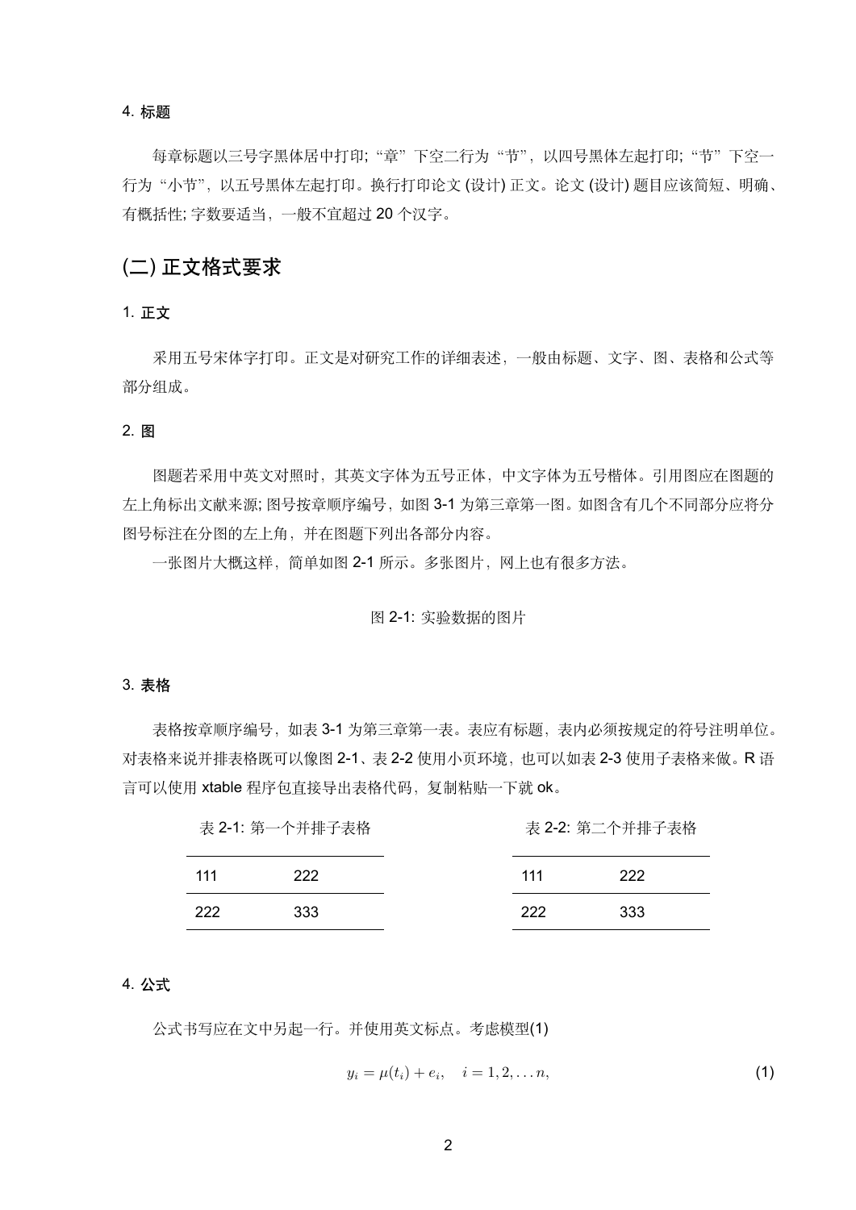### 4. 标题

每章标题以三号字黑体居中打印;“章”下空二行为“节”，以四号黑体左起打印;“节”下空一行为“小节”，以五号黑体左起打印。换行打印论文 (设计) 正文。论文 (设计) 题目应该简短、明确、有概括性; 字数要适当，一般不宜超过 20 个汉字。

## (二) 正文格式要求

### 1. 正文

采用五号宋体字打印。正文是对研究工作的详细表述，一般由标题、文字、图、表格和公式等部分组成。

### 2. 图

图题若采用中英文对照时，其英文字体为五号正体，中文字体为五号楷体。引用图应在图题的左上角标出文献来源; 图号按章顺序编号，如图 3-1 为第三章第一图。如图含有几个不同部分应将分图号标注在分图的左上角，并在图题下列出各部分内容。

一张图片大概这样，简单如图 2-1 所示。多张图片，网上也有很多方法。

图 2-1: 实验数据的图片

### 3. 表格

表格按章顺序编号，如表 3-1 为第三章第一表。表应有标题，表内必须按规定的符号注明单位。对表格来说并排表格既可以像图 2-1、表 2-2 使用小页环境，也可以如表 2-3 使用子表格来做。R 语言可以使用 xtable 程序包直接导出表格代码，复制粘贴一下就 ok。

表 2-1: 第一个并排子表格

| 111 | 222 |
|---|---|
| 222 | 333 |

表 2-2: 第二个并排子表格

| 111 | 222 |
|---|---|
| 222 | 333 |

### 4. 公式

公式书写应在文中另起一行。并使用英文标点。考虑模型(1)

$$y_i = \mu(t_i) + e_i, \quad i = 1, 2, \ldots n, \tag{1}$$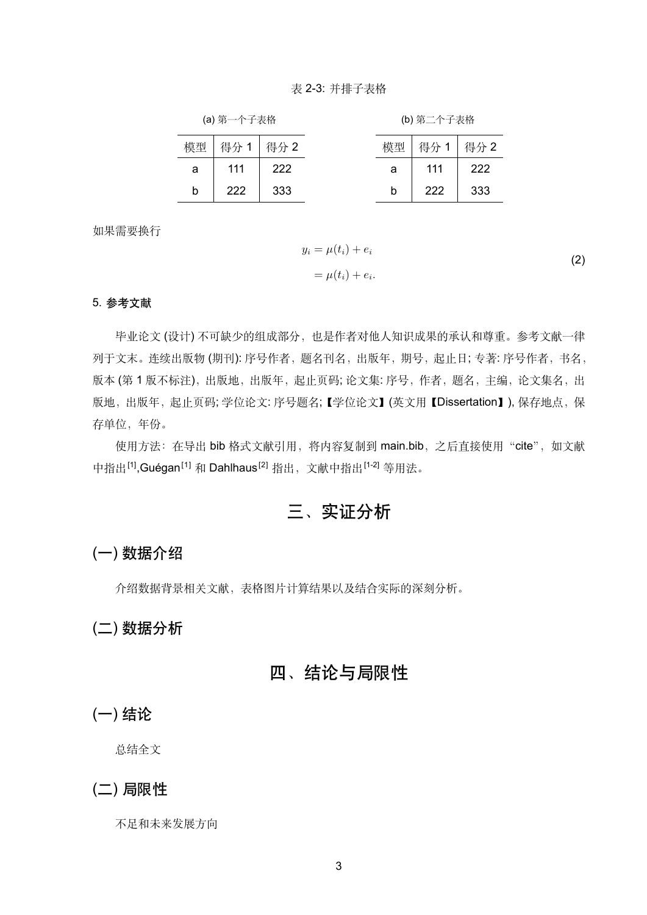表 2-3: 并排子表格

(a) 第一个子表格

| 模型 | 得分 1 | 得分 2 |
| --- | --- | --- |
| a | 111 | 222 |
| b | 222 | 333 |

(b) 第二个子表格

| 模型 | 得分 1 | 得分 2 |
| --- | --- | --- |
| a | 111 | 222 |
| b | 222 | 333 |

如果需要换行

$$
\begin{aligned}
y_i &= \mu(t_i) + e_i \\
&= \mu(t_i) + e_i.
\end{aligned} \tag{2}
$$

**5. 参考文献**

毕业论文 (设计) 不可缺少的组成部分，也是作者对他人知识成果的承认和尊重。参考文献一律列于文末。连续出版物 (期刊): 序号作者，题名刊名，出版年，期号，起止日; 专著: 序号作者，书名，版本 (第 1 版不标注)，出版地，出版年，起止页码; 论文集: 序号，作者，题名，主编，论文集名，出版地，出版年，起止页码; 学位论文: 序号题名;【学位论文】(英文用【Dissertation】), 保存地点，保存单位，年份。

使用方法：在导出 bib 格式文献引用，将内容复制到 main.bib，之后直接使用 “cite”，如文献中指出[1],Guégan[1] 和 Dahlhaus[2] 指出，文献中指出[1-2] 等用法。

# 三、实证分析

## (一) 数据介绍

介绍数据背景相关文献，表格图片计算结果以及结合实际的深刻分析。

## (二) 数据分析

# 四、结论与局限性

## (一) 结论

总结全文

## (二) 局限性

不足和未来发展方向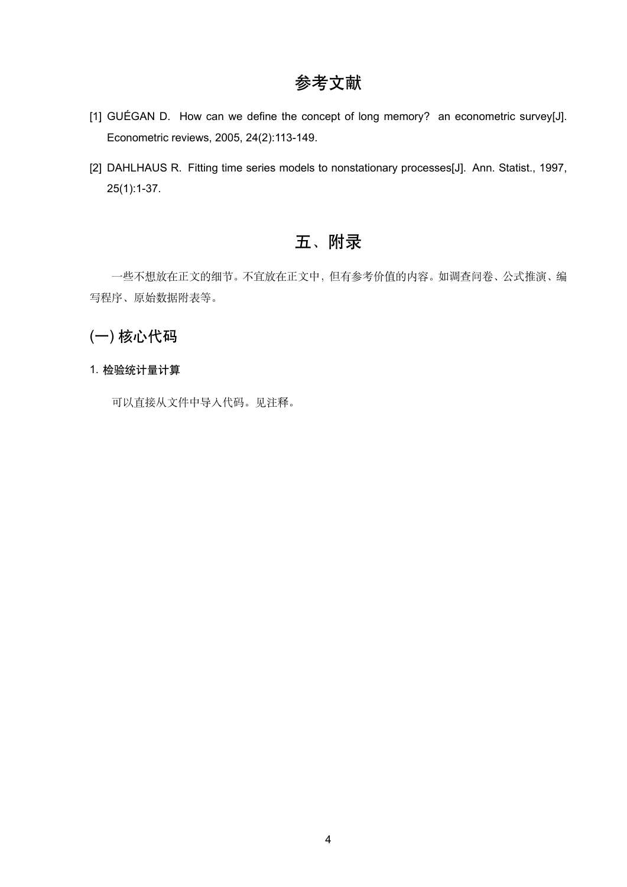# 参考文献

[1] GUÉGAN D. How can we define the concept of long memory? an econometric survey[J]. Econometric reviews, 2005, 24(2):113-149.

[2] DAHLHAUS R. Fitting time series models to nonstationary processes[J]. Ann. Statist., 1997, 25(1):1-37.

# 五、附录

一些不想放在正文的细节。不宜放在正文中，但有参考价值的内容。如调查问卷、公式推演、编写程序、原始数据附表等。

## (一) 核心代码

### 1. 检验统计量计算

可以直接从文件中导入代码。见注释。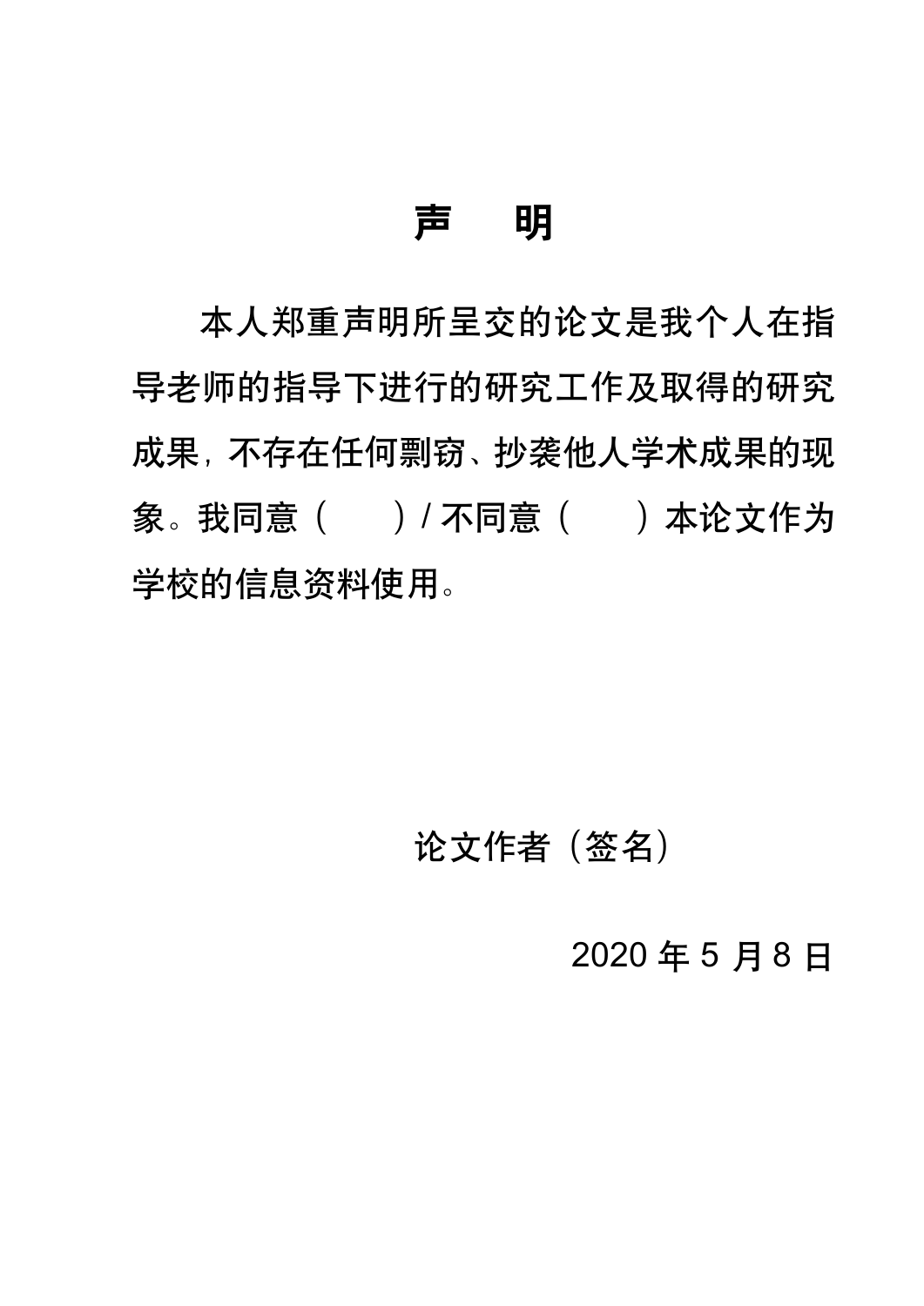# 声　明

本人郑重声明所呈交的论文是我个人在指导老师的指导下进行的研究工作及取得的研究成果，不存在任何剽窃、抄袭他人学术成果的现象。我同意（　　）/ 不同意（　　）本论文作为学校的信息资料使用。

论文作者（签名）

2020 年 5 月 8 日